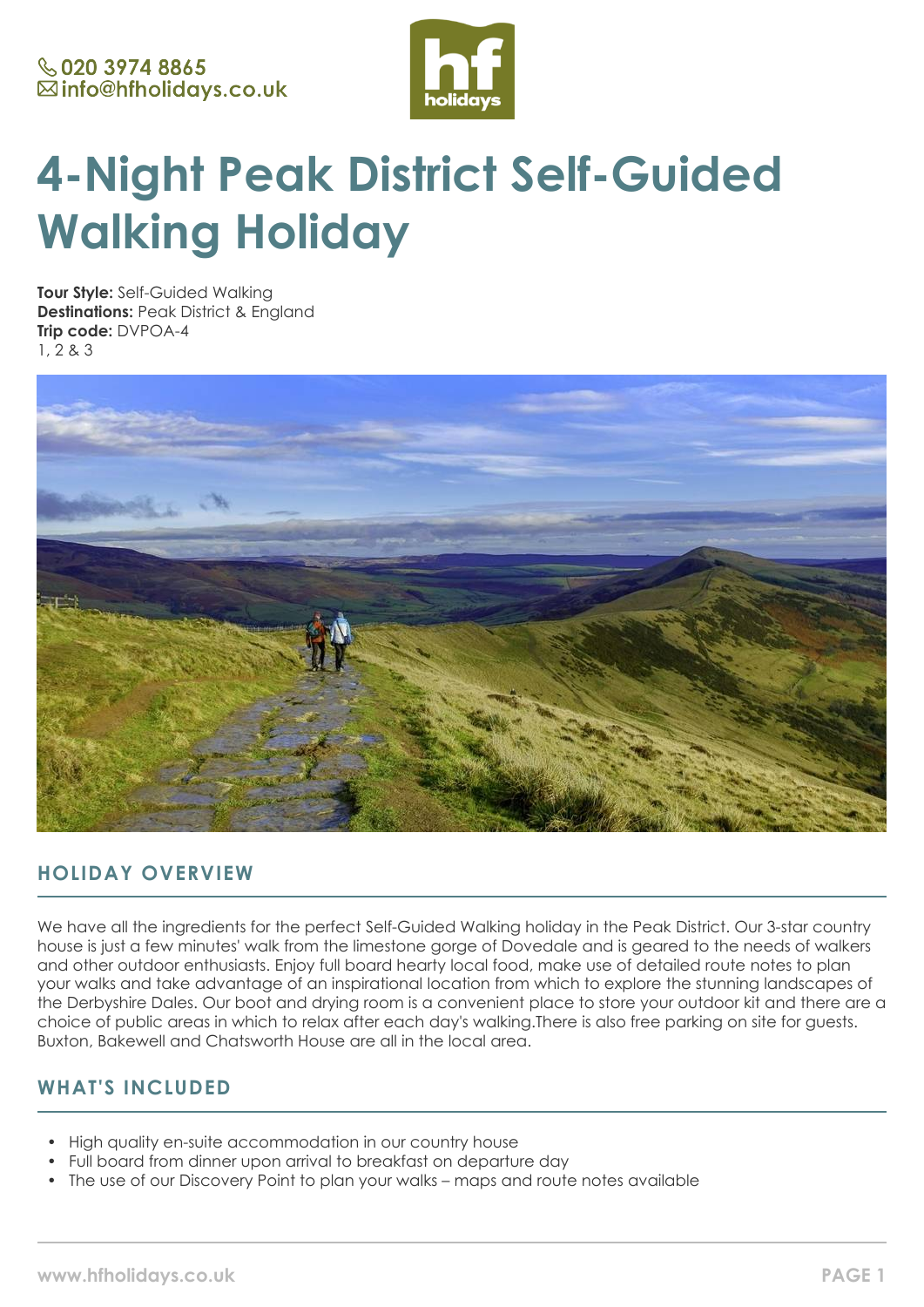020 3974 8865
info@hfholidays.co.uk

# 4-Night Peak District Self-Guided Walking Holiday

**Tour Style:** Self-Guided Walking
**Destinations:** Peak District & England
**Trip code:** DVPOA-4
1, 2 & 3

## HOLIDAY OVERVIEW

We have all the ingredients for the perfect Self-Guided Walking holiday in the Peak District. Our 3-star country house is just a few minutes' walk from the limestone gorge of Dovedale and is geared to the needs of walkers and other outdoor enthusiasts. Enjoy full board hearty local food, make use of detailed route notes to plan your walks and take advantage of an inspirational location from which to explore the stunning landscapes of the Derbyshire Dales. Our boot and drying room is a convenient place to store your outdoor kit and there are a choice of public areas in which to relax after each day's walking.There is also free parking on site for guests. Buxton, Bakewell and Chatsworth House are all in the local area.

## WHAT'S INCLUDED

- High quality en-suite accommodation in our country house
- Full board from dinner upon arrival to breakfast on departure day
- The use of our Discovery Point to plan your walks – maps and route notes available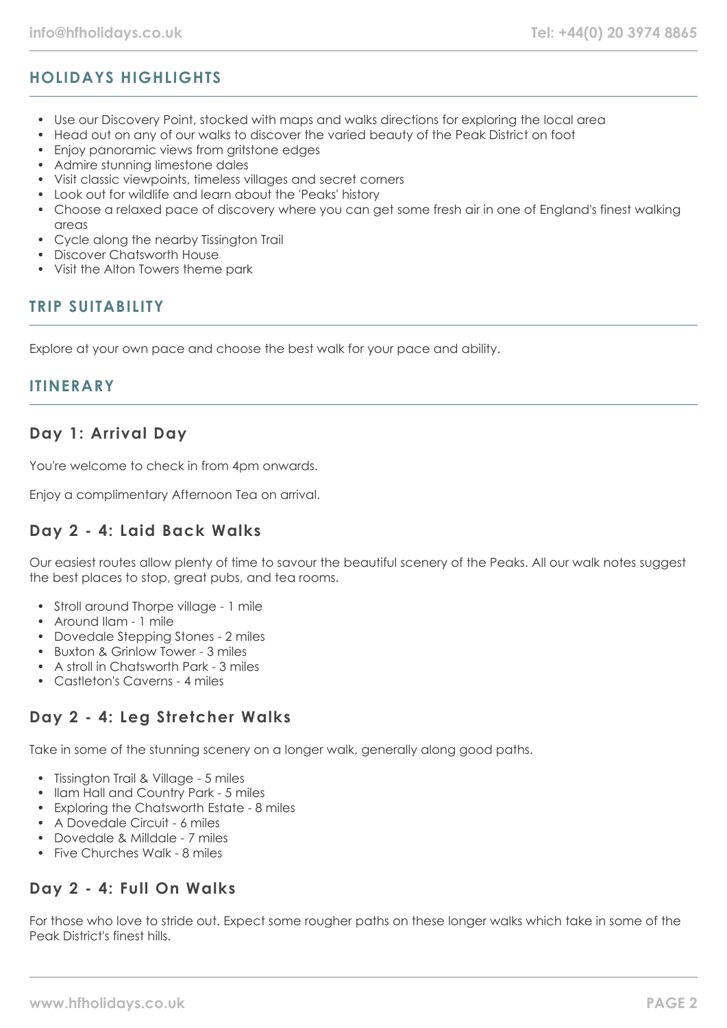## HOLIDAYS HIGHLIGHTS

- Use our Discovery Point, stocked with maps and walks directions for exploring the local area
- Head out on any of our walks to discover the varied beauty of the Peak District on foot
- Enjoy panoramic views from gritstone edges
- Admire stunning limestone dales
- Visit classic viewpoints, timeless villages and secret corners
- Look out for wildlife and learn about the 'Peaks' history
- Choose a relaxed pace of discovery where you can get some fresh air in one of England's finest walking areas
- Cycle along the nearby Tissington Trail
- Discover Chatsworth House
- Visit the Alton Towers theme park

## TRIP SUITABILITY

Explore at your own pace and choose the best walk for your pace and ability.

## ITINERARY

### Day 1: Arrival Day

You're welcome to check in from 4pm onwards.

Enjoy a complimentary Afternoon Tea on arrival.

### Day 2 - 4: Laid Back Walks

Our easiest routes allow plenty of time to savour the beautiful scenery of the Peaks. All our walk notes suggest the best places to stop, great pubs, and tea rooms.

- Stroll around Thorpe village - 1 mile
- Around Ilam - 1 mile
- Dovedale Stepping Stones - 2 miles
- Buxton & Grinlow Tower - 3 miles
- A stroll in Chatsworth Park - 3 miles
- Castleton's Caverns - 4 miles

### Day 2 - 4: Leg Stretcher Walks

Take in some of the stunning scenery on a longer walk, generally along good paths.

- Tissington Trail & Village - 5 miles
- Ilam Hall and Country Park - 5 miles
- Exploring the Chatsworth Estate - 8 miles
- A Dovedale Circuit - 6 miles
- Dovedale & Milldale - 7 miles
- Five Churches Walk - 8 miles

### Day 2 - 4: Full On Walks

For those who love to stride out. Expect some rougher paths on these longer walks which take in some of the Peak District's finest hills.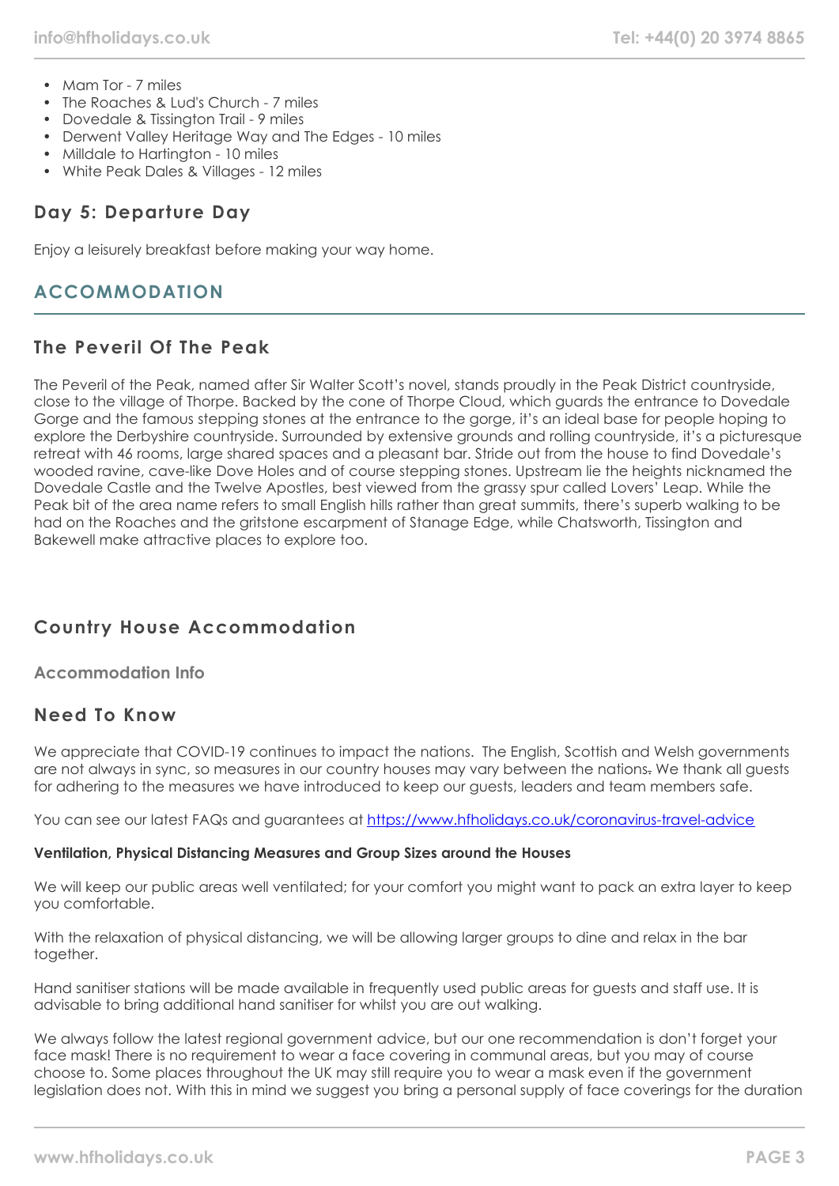- Mam Tor - 7 miles
- The Roaches & Lud's Church - 7 miles
- Dovedale & Tissington Trail - 9 miles
- Derwent Valley Heritage Way and The Edges - 10 miles
- Milldale to Hartington - 10 miles
- White Peak Dales & Villages - 12 miles

### Day 5: Departure Day

Enjoy a leisurely breakfast before making your way home.

## ACCOMMODATION

### The Peveril Of The Peak

The Peveril of the Peak, named after Sir Walter Scott's novel, stands proudly in the Peak District countryside, close to the village of Thorpe. Backed by the cone of Thorpe Cloud, which guards the entrance to Dovedale Gorge and the famous stepping stones at the entrance to the gorge, it's an ideal base for people hoping to explore the Derbyshire countryside. Surrounded by extensive grounds and rolling countryside, it's a picturesque retreat with 46 rooms, large shared spaces and a pleasant bar. Stride out from the house to find Dovedale's wooded ravine, cave-like Dove Holes and of course stepping stones. Upstream lie the heights nicknamed the Dovedale Castle and the Twelve Apostles, best viewed from the grassy spur called Lovers' Leap. While the Peak bit of the area name refers to small English hills rather than great summits, there's superb walking to be had on the Roaches and the gritstone escarpment of Stanage Edge, while Chatsworth, Tissington and Bakewell make attractive places to explore too.

### Country House Accommodation

#### Accommodation Info

### Need To Know

We appreciate that COVID-19 continues to impact the nations. The English, Scottish and Welsh governments are not always in sync, so measures in our country houses may vary between the nations. We thank all guests for adhering to the measures we have introduced to keep our guests, leaders and team members safe.

You can see our latest FAQs and guarantees at [https://www.hfholidays.co.uk/coronavirus-travel-advice](https://www.hfholidays.co.uk/coronavirus-travel-advice)

**Ventilation, Physical Distancing Measures and Group Sizes around the Houses**

We will keep our public areas well ventilated; for your comfort you might want to pack an extra layer to keep you comfortable.

With the relaxation of physical distancing, we will be allowing larger groups to dine and relax in the bar together.

Hand sanitiser stations will be made available in frequently used public areas for guests and staff use. It is advisable to bring additional hand sanitiser for whilst you are out walking.

We always follow the latest regional government advice, but our one recommendation is don't forget your face mask! There is no requirement to wear a face covering in communal areas, but you may of course choose to. Some places throughout the UK may still require you to wear a mask even if the government legislation does not. With this in mind we suggest you bring a personal supply of face coverings for the duration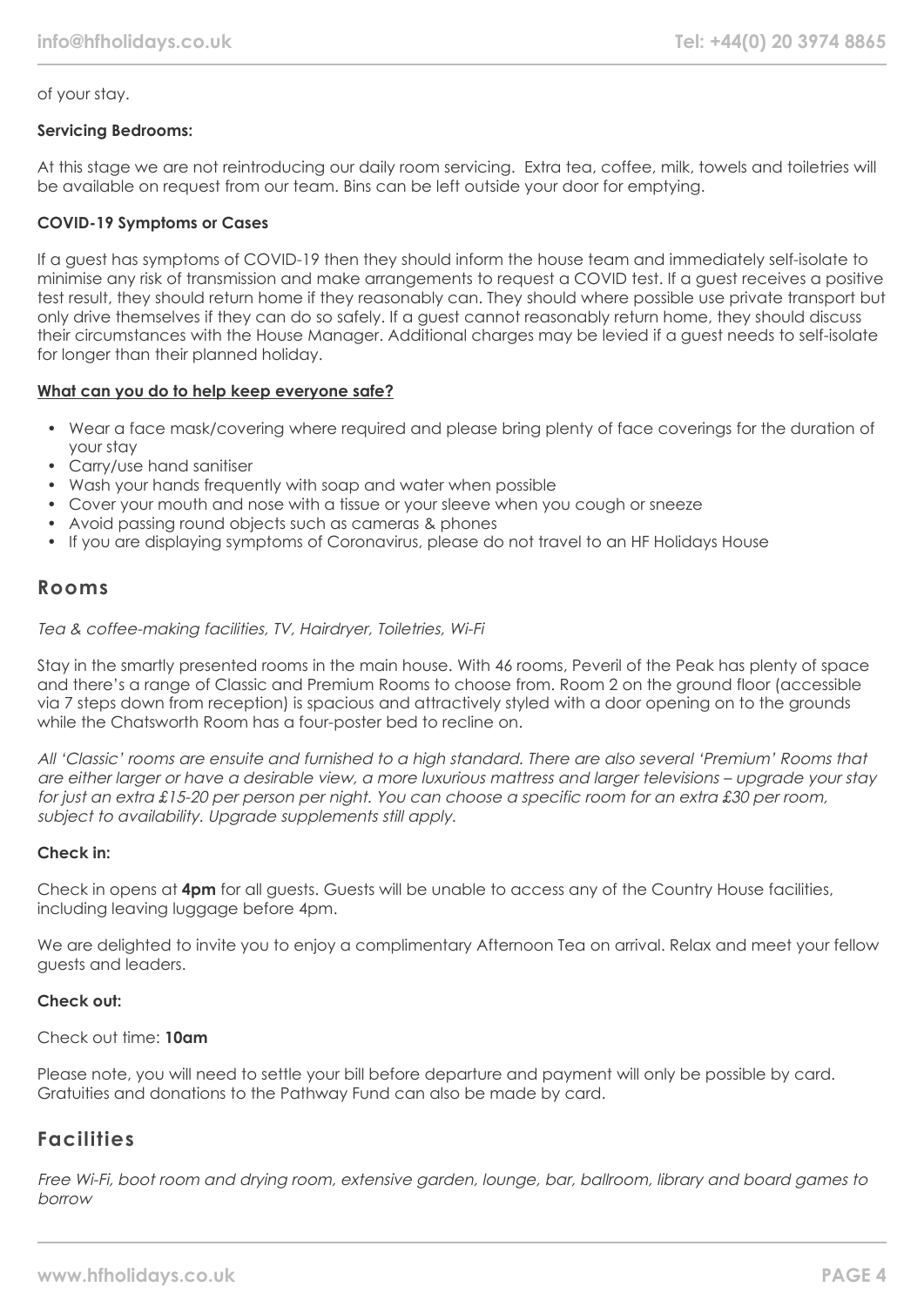of your stay.

**Servicing Bedrooms:**

At this stage we are not reintroducing our daily room servicing. Extra tea, coffee, milk, towels and toiletries will be available on request from our team. Bins can be left outside your door for emptying.

**COVID-19 Symptoms or Cases**

If a guest has symptoms of COVID-19 then they should inform the house team and immediately self-isolate to minimise any risk of transmission and make arrangements to request a COVID test. If a guest receives a positive test result, they should return home if they reasonably can. They should where possible use private transport but only drive themselves if they can do so safely. If a guest cannot reasonably return home, they should discuss their circumstances with the House Manager. Additional charges may be levied if a guest needs to self-isolate for longer than their planned holiday.

**What can you do to help keep everyone safe?**

- Wear a face mask/covering where required and please bring plenty of face coverings for the duration of your stay
- Carry/use hand sanitiser
- Wash your hands frequently with soap and water when possible
- Cover your mouth and nose with a tissue or your sleeve when you cough or sneeze
- Avoid passing round objects such as cameras & phones
- If you are displaying symptoms of Coronavirus, please do not travel to an HF Holidays House

## Rooms

*Tea & coffee-making facilities, TV, Hairdryer, Toiletries, Wi-Fi*

Stay in the smartly presented rooms in the main house. With 46 rooms, Peveril of the Peak has plenty of space and there's a range of Classic and Premium Rooms to choose from. Room 2 on the ground floor (accessible via 7 steps down from reception) is spacious and attractively styled with a door opening on to the grounds while the Chatsworth Room has a four-poster bed to recline on.

*All 'Classic' rooms are ensuite and furnished to a high standard. There are also several 'Premium' Rooms that are either larger or have a desirable view, a more luxurious mattress and larger televisions – upgrade your stay for just an extra £15-20 per person per night. You can choose a specific room for an extra £30 per room, subject to availability. Upgrade supplements still apply.*

**Check in:**

Check in opens at **4pm** for all guests. Guests will be unable to access any of the Country House facilities, including leaving luggage before 4pm.

We are delighted to invite you to enjoy a complimentary Afternoon Tea on arrival. Relax and meet your fellow guests and leaders.

**Check out:**

Check out time: **10am**

Please note, you will need to settle your bill before departure and payment will only be possible by card. Gratuities and donations to the Pathway Fund can also be made by card.

## Facilities

*Free Wi-Fi, boot room and drying room, extensive garden, lounge, bar, ballroom, library and board games to borrow*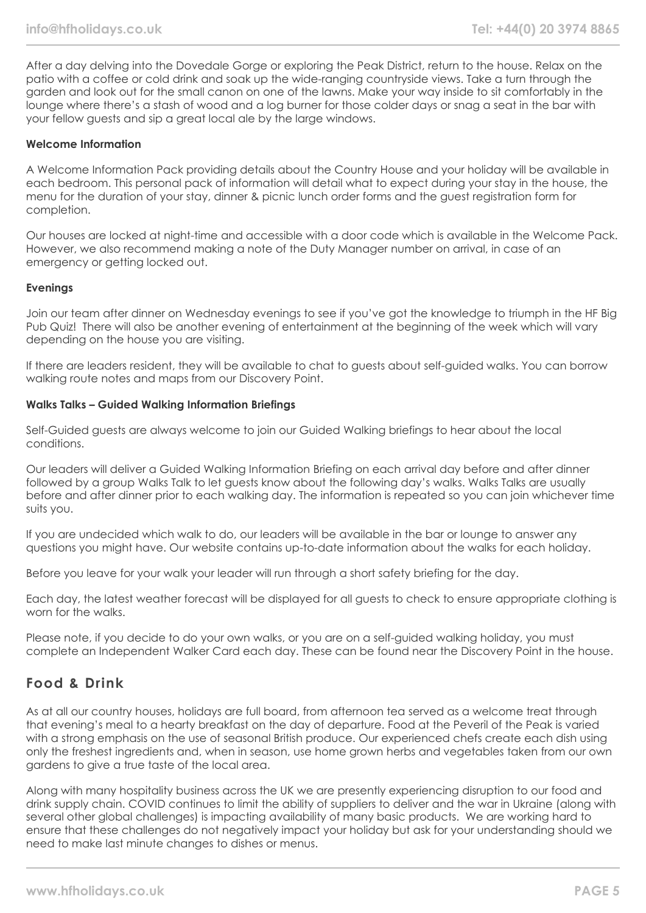After a day delving into the Dovedale Gorge or exploring the Peak District, return to the house. Relax on the patio with a coffee or cold drink and soak up the wide-ranging countryside views. Take a turn through the garden and look out for the small canon on one of the lawns. Make your way inside to sit comfortably in the lounge where there's a stash of wood and a log burner for those colder days or snag a seat in the bar with your fellow guests and sip a great local ale by the large windows.

**Welcome Information**

A Welcome Information Pack providing details about the Country House and your holiday will be available in each bedroom. This personal pack of information will detail what to expect during your stay in the house, the menu for the duration of your stay, dinner & picnic lunch order forms and the guest registration form for completion.

Our houses are locked at night-time and accessible with a door code which is available in the Welcome Pack. However, we also recommend making a note of the Duty Manager number on arrival, in case of an emergency or getting locked out.

**Evenings**

Join our team after dinner on Wednesday evenings to see if you've got the knowledge to triumph in the HF Big Pub Quiz! There will also be another evening of entertainment at the beginning of the week which will vary depending on the house you are visiting.

If there are leaders resident, they will be available to chat to guests about self-guided walks. You can borrow walking route notes and maps from our Discovery Point.

**Walks Talks – Guided Walking Information Briefings**

Self-Guided guests are always welcome to join our Guided Walking briefings to hear about the local conditions.

Our leaders will deliver a Guided Walking Information Briefing on each arrival day before and after dinner followed by a group Walks Talk to let guests know about the following day's walks. Walks Talks are usually before and after dinner prior to each walking day. The information is repeated so you can join whichever time suits you.

If you are undecided which walk to do, our leaders will be available in the bar or lounge to answer any questions you might have. Our website contains up-to-date information about the walks for each holiday.

Before you leave for your walk your leader will run through a short safety briefing for the day.

Each day, the latest weather forecast will be displayed for all guests to check to ensure appropriate clothing is worn for the walks.

Please note, if you decide to do your own walks, or you are on a self-guided walking holiday, you must complete an Independent Walker Card each day. These can be found near the Discovery Point in the house.

## Food & Drink

As at all our country houses, holidays are full board, from afternoon tea served as a welcome treat through that evening's meal to a hearty breakfast on the day of departure. Food at the Peveril of the Peak is varied with a strong emphasis on the use of seasonal British produce. Our experienced chefs create each dish using only the freshest ingredients and, when in season, use home grown herbs and vegetables taken from our own gardens to give a true taste of the local area.

Along with many hospitality business across the UK we are presently experiencing disruption to our food and drink supply chain. COVID continues to limit the ability of suppliers to deliver and the war in Ukraine (along with several other global challenges) is impacting availability of many basic products. We are working hard to ensure that these challenges do not negatively impact your holiday but ask for your understanding should we need to make last minute changes to dishes or menus.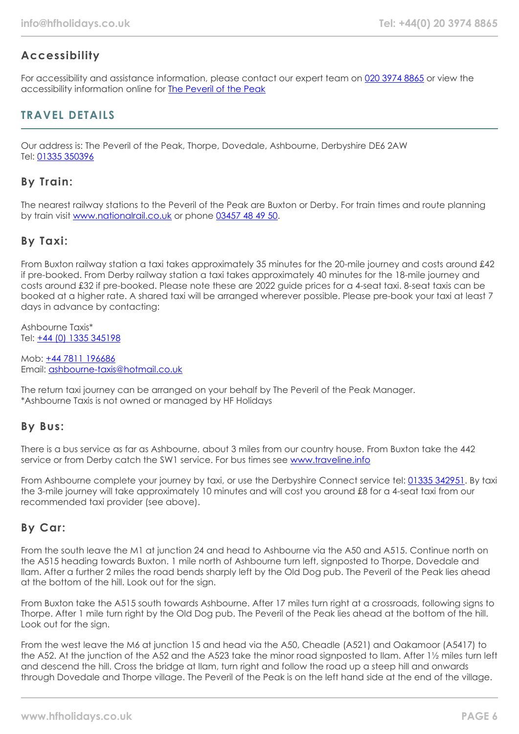## Accessibility

For accessibility and assistance information, please contact our expert team on [020 3974 8865]() or view the accessibility information online for [The Peveril of the Peak]()

## TRAVEL DETAILS

Our address is: The Peveril of the Peak, Thorpe, Dovedale, Ashbourne, Derbyshire DE6 2AW
Tel: [01335 350396]()

### By Train:

The nearest railway stations to the Peveril of the Peak are Buxton or Derby. For train times and route planning by train visit [www.nationalrail.co.uk]() or phone [03457 48 49 50]().

### By Taxi:

From Buxton railway station a taxi takes approximately 35 minutes for the 20-mile journey and costs around £42 if pre-booked. From Derby railway station a taxi takes approximately 40 minutes for the 18-mile journey and costs around £32 if pre-booked. Please note these are 2022 guide prices for a 4-seat taxi. 8-seat taxis can be booked at a higher rate. A shared taxi will be arranged wherever possible. Please pre-book your taxi at least 7 days in advance by contacting:

Ashbourne Taxis*
Tel: [+44 (0) 1335 345198]()

Mob: [+44 7811 196686]()
Email: [ashbourne-taxis@hotmail.co.uk]()

The return taxi journey can be arranged on your behalf by The Peveril of the Peak Manager.
*Ashbourne Taxis is not owned or managed by HF Holidays

### By Bus:

There is a bus service as far as Ashbourne, about 3 miles from our country house. From Buxton take the 442 service or from Derby catch the SW1 service. For bus times see [www.traveline.info]()

From Ashbourne complete your journey by taxi, or use the Derbyshire Connect service tel: [01335 342951](). By taxi the 3-mile journey will take approximately 10 minutes and will cost you around £8 for a 4-seat taxi from our recommended taxi provider (see above).

### By Car:

From the south leave the M1 at junction 24 and head to Ashbourne via the A50 and A515. Continue north on the A515 heading towards Buxton. 1 mile north of Ashbourne turn left, signposted to Thorpe, Dovedale and Ilam. After a further 2 miles the road bends sharply left by the Old Dog pub. The Peveril of the Peak lies ahead at the bottom of the hill. Look out for the sign.

From Buxton take the A515 south towards Ashbourne. After 17 miles turn right at a crossroads, following signs to Thorpe. After 1 mile turn right by the Old Dog pub. The Peveril of the Peak lies ahead at the bottom of the hill. Look out for the sign.

From the west leave the M6 at junction 15 and head via the A50, Cheadle (A521) and Oakamoor (A5417) to the A52. At the junction of the A52 and the A523 take the minor road signposted to Ilam. After 1½ miles turn left and descend the hill. Cross the bridge at Ilam, turn right and follow the road up a steep hill and onwards through Dovedale and Thorpe village. The Peveril of the Peak is on the left hand side at the end of the village.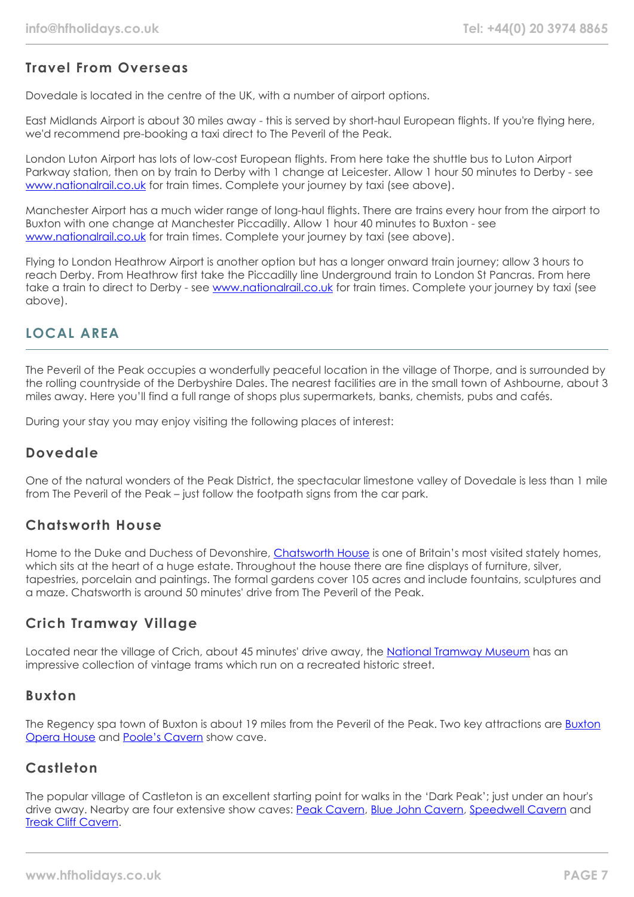## Travel From Overseas

Dovedale is located in the centre of the UK, with a number of airport options.

East Midlands Airport is about 30 miles away - this is served by short-haul European flights. If you're flying here, we'd recommend pre-booking a taxi direct to The Peveril of the Peak.

London Luton Airport has lots of low-cost European flights. From here take the shuttle bus to Luton Airport Parkway station, then on by train to Derby with 1 change at Leicester. Allow 1 hour 50 minutes to Derby - see [www.nationalrail.co.uk](www.nationalrail.co.uk) for train times. Complete your journey by taxi (see above).

Manchester Airport has a much wider range of long-haul flights. There are trains every hour from the airport to Buxton with one change at Manchester Piccadilly. Allow 1 hour 40 minutes to Buxton - see [www.nationalrail.co.uk](www.nationalrail.co.uk) for train times. Complete your journey by taxi (see above).

Flying to London Heathrow Airport is another option but has a longer onward train journey; allow 3 hours to reach Derby. From Heathrow first take the Piccadilly line Underground train to London St Pancras. From here take a train to direct to Derby - see [www.nationalrail.co.uk](www.nationalrail.co.uk) for train times. Complete your journey by taxi (see above).

# LOCAL AREA

The Peveril of the Peak occupies a wonderfully peaceful location in the village of Thorpe, and is surrounded by the rolling countryside of the Derbyshire Dales. The nearest facilities are in the small town of Ashbourne, about 3 miles away. Here you'll find a full range of shops plus supermarkets, banks, chemists, pubs and cafés.

During your stay you may enjoy visiting the following places of interest:

## Dovedale

One of the natural wonders of the Peak District, the spectacular limestone valley of Dovedale is less than 1 mile from The Peveril of the Peak – just follow the footpath signs from the car park.

## Chatsworth House

Home to the Duke and Duchess of Devonshire, Chatsworth House is one of Britain's most visited stately homes, which sits at the heart of a huge estate. Throughout the house there are fine displays of furniture, silver, tapestries, porcelain and paintings. The formal gardens cover 105 acres and include fountains, sculptures and a maze. Chatsworth is around 50 minutes' drive from The Peveril of the Peak.

## Crich Tramway Village

Located near the village of Crich, about 45 minutes' drive away, the National Tramway Museum has an impressive collection of vintage trams which run on a recreated historic street.

## Buxton

The Regency spa town of Buxton is about 19 miles from the Peveril of the Peak. Two key attractions are Buxton Opera House and Poole's Cavern show cave.

## Castleton

The popular village of Castleton is an excellent starting point for walks in the 'Dark Peak'; just under an hour's drive away. Nearby are four extensive show caves: Peak Cavern, Blue John Cavern, Speedwell Cavern and Treak Cliff Cavern.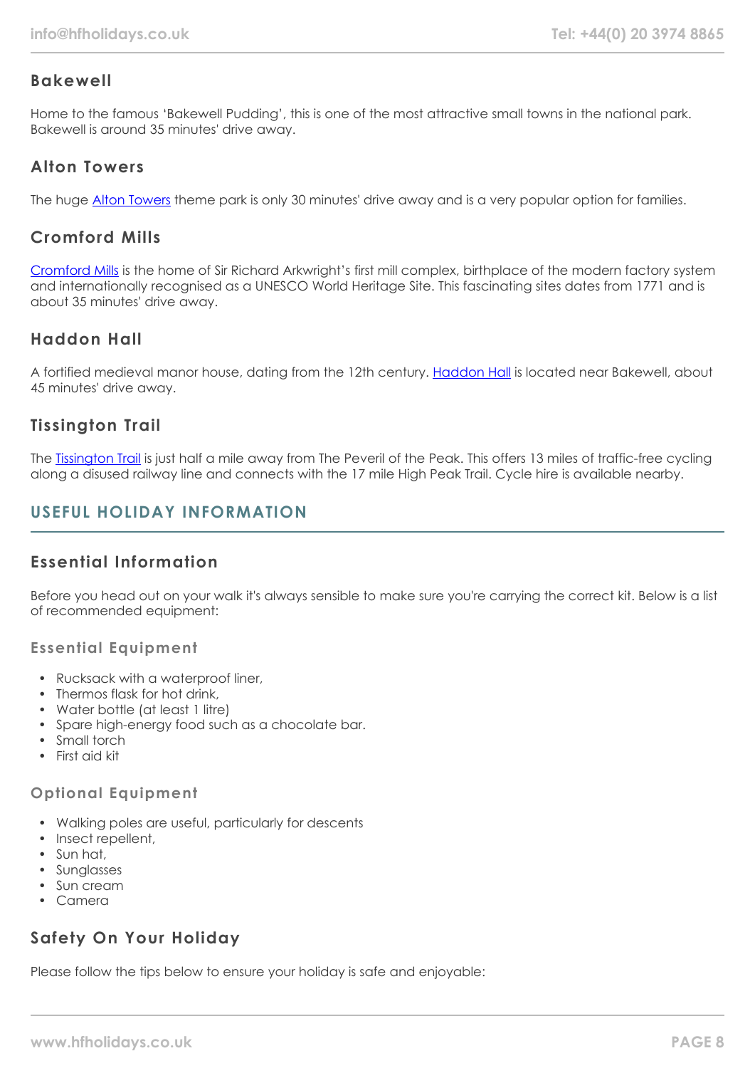### Bakewell

Home to the famous 'Bakewell Pudding', this is one of the most attractive small towns in the national park. Bakewell is around 35 minutes' drive away.

### Alton Towers

The huge Alton Towers theme park is only 30 minutes' drive away and is a very popular option for families.

### Cromford Mills

Cromford Mills is the home of Sir Richard Arkwright's first mill complex, birthplace of the modern factory system and internationally recognised as a UNESCO World Heritage Site. This fascinating sites dates from 1771 and is about 35 minutes' drive away.

### Haddon Hall

A fortified medieval manor house, dating from the 12th century. Haddon Hall is located near Bakewell, about 45 minutes' drive away.

### Tissington Trail

The Tissington Trail is just half a mile away from The Peveril of the Peak. This offers 13 miles of traffic-free cycling along a disused railway line and connects with the 17 mile High Peak Trail. Cycle hire is available nearby.

## USEFUL HOLIDAY INFORMATION

### Essential Information

Before you head out on your walk it's always sensible to make sure you're carrying the correct kit. Below is a list of recommended equipment:

#### Essential Equipment

- Rucksack with a waterproof liner,
- Thermos flask for hot drink,
- Water bottle (at least 1 litre)
- Spare high-energy food such as a chocolate bar.
- Small torch
- First aid kit

#### Optional Equipment

- Walking poles are useful, particularly for descents
- Insect repellent,
- Sun hat,
- Sunglasses
- Sun cream
- Camera

### Safety On Your Holiday

Please follow the tips below to ensure your holiday is safe and enjoyable: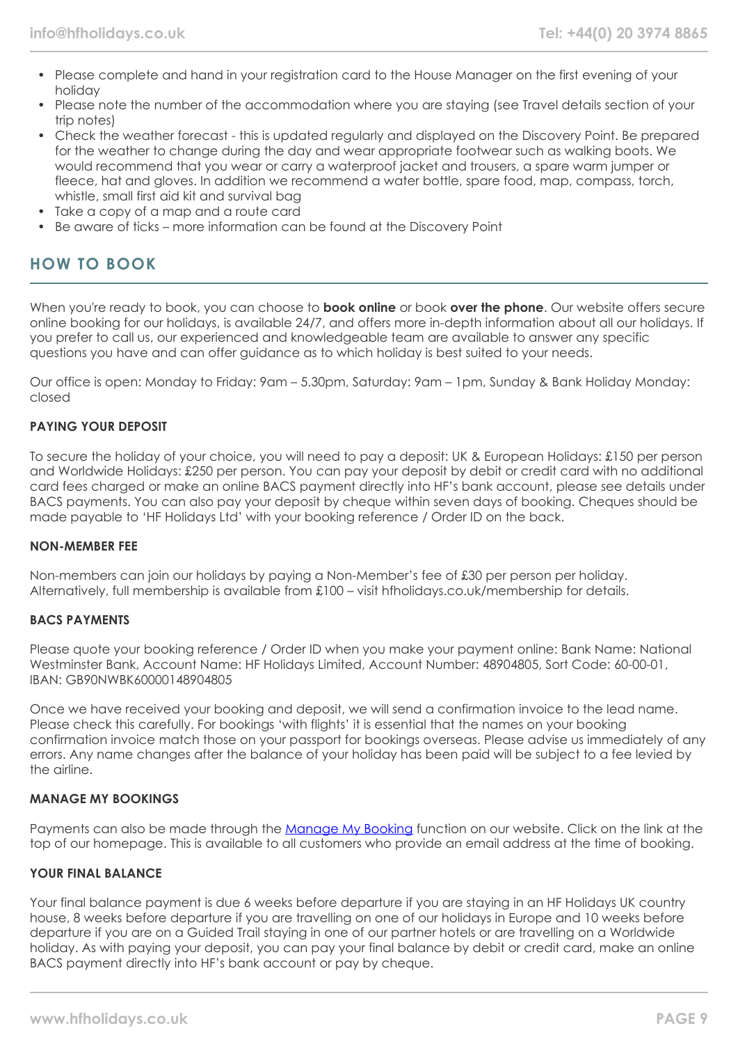- Please complete and hand in your registration card to the House Manager on the first evening of your holiday
- Please note the number of the accommodation where you are staying (see Travel details section of your trip notes)
- Check the weather forecast - this is updated regularly and displayed on the Discovery Point. Be prepared for the weather to change during the day and wear appropriate footwear such as walking boots. We would recommend that you wear or carry a waterproof jacket and trousers, a spare warm jumper or fleece, hat and gloves. In addition we recommend a water bottle, spare food, map, compass, torch, whistle, small first aid kit and survival bag
- Take a copy of a map and a route card
- Be aware of ticks – more information can be found at the Discovery Point

## HOW TO BOOK

When you're ready to book, you can choose to **book online** or book **over the phone**. Our website offers secure online booking for our holidays, is available 24/7, and offers more in-depth information about all our holidays. If you prefer to call us, our experienced and knowledgeable team are available to answer any specific questions you have and can offer guidance as to which holiday is best suited to your needs.

Our office is open: Monday to Friday: 9am – 5.30pm, Saturday: 9am – 1pm, Sunday & Bank Holiday Monday: closed

### PAYING YOUR DEPOSIT

To secure the holiday of your choice, you will need to pay a deposit: UK & European Holidays: £150 per person and Worldwide Holidays: £250 per person. You can pay your deposit by debit or credit card with no additional card fees charged or make an online BACS payment directly into HF's bank account, please see details under BACS payments. You can also pay your deposit by cheque within seven days of booking. Cheques should be made payable to 'HF Holidays Ltd' with your booking reference / Order ID on the back.

### NON-MEMBER FEE

Non-members can join our holidays by paying a Non-Member's fee of £30 per person per holiday. Alternatively, full membership is available from £100 – visit hfholidays.co.uk/membership for details.

### BACS PAYMENTS

Please quote your booking reference / Order ID when you make your payment online: Bank Name: National Westminster Bank, Account Name: HF Holidays Limited, Account Number: 48904805, Sort Code: 60-00-01, IBAN: GB90NWBK60000148904805

Once we have received your booking and deposit, we will send a confirmation invoice to the lead name. Please check this carefully. For bookings 'with flights' it is essential that the names on your booking confirmation invoice match those on your passport for bookings overseas. Please advise us immediately of any errors. Any name changes after the balance of your holiday has been paid will be subject to a fee levied by the airline.

### MANAGE MY BOOKINGS

Payments can also be made through the Manage My Booking function on our website. Click on the link at the top of our homepage. This is available to all customers who provide an email address at the time of booking.

### YOUR FINAL BALANCE

Your final balance payment is due 6 weeks before departure if you are staying in an HF Holidays UK country house, 8 weeks before departure if you are travelling on one of our holidays in Europe and 10 weeks before departure if you are on a Guided Trail staying in one of our partner hotels or are travelling on a Worldwide holiday. As with paying your deposit, you can pay your final balance by debit or credit card, make an online BACS payment directly into HF's bank account or pay by cheque.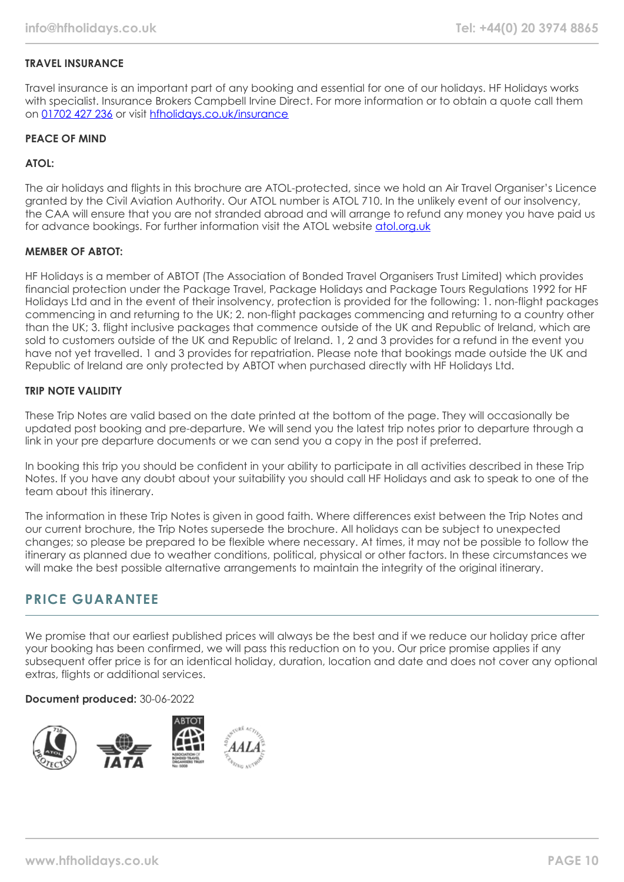### TRAVEL INSURANCE

Travel insurance is an important part of any booking and essential for one of our holidays. HF Holidays works with specialist. Insurance Brokers Campbell Irvine Direct. For more information or to obtain a quote call them on 01702 427 236 or visit hfholidays.co.uk/insurance

### PEACE OF MIND

### ATOL:

The air holidays and flights in this brochure are ATOL-protected, since we hold an Air Travel Organiser's Licence granted by the Civil Aviation Authority. Our ATOL number is ATOL 710. In the unlikely event of our insolvency, the CAA will ensure that you are not stranded abroad and will arrange to refund any money you have paid us for advance bookings. For further information visit the ATOL website atol.org.uk

### MEMBER OF ABTOT:

HF Holidays is a member of ABTOT (The Association of Bonded Travel Organisers Trust Limited) which provides financial protection under the Package Travel, Package Holidays and Package Tours Regulations 1992 for HF Holidays Ltd and in the event of their insolvency, protection is provided for the following: 1. non-flight packages commencing in and returning to the UK; 2. non-flight packages commencing and returning to a country other than the UK; 3. flight inclusive packages that commence outside of the UK and Republic of Ireland, which are sold to customers outside of the UK and Republic of Ireland. 1, 2 and 3 provides for a refund in the event you have not yet travelled. 1 and 3 provides for repatriation. Please note that bookings made outside the UK and Republic of Ireland are only protected by ABTOT when purchased directly with HF Holidays Ltd.

### TRIP NOTE VALIDITY

These Trip Notes are valid based on the date printed at the bottom of the page. They will occasionally be updated post booking and pre-departure. We will send you the latest trip notes prior to departure through a link in your pre departure documents or we can send you a copy in the post if preferred.

In booking this trip you should be confident in your ability to participate in all activities described in these Trip Notes. If you have any doubt about your suitability you should call HF Holidays and ask to speak to one of the team about this itinerary.

The information in these Trip Notes is given in good faith. Where differences exist between the Trip Notes and our current brochure, the Trip Notes supersede the brochure. All holidays can be subject to unexpected changes; so please be prepared to be flexible where necessary. At times, it may not be possible to follow the itinerary as planned due to weather conditions, political, physical or other factors. In these circumstances we will make the best possible alternative arrangements to maintain the integrity of the original itinerary.

## PRICE GUARANTEE

We promise that our earliest published prices will always be the best and if we reduce our holiday price after your booking has been confirmed, we will pass this reduction on to you. Our price promise applies if any subsequent offer price is for an identical holiday, duration, location and date and does not cover any optional extras, flights or additional services.

**Document produced:** 30-06-2022